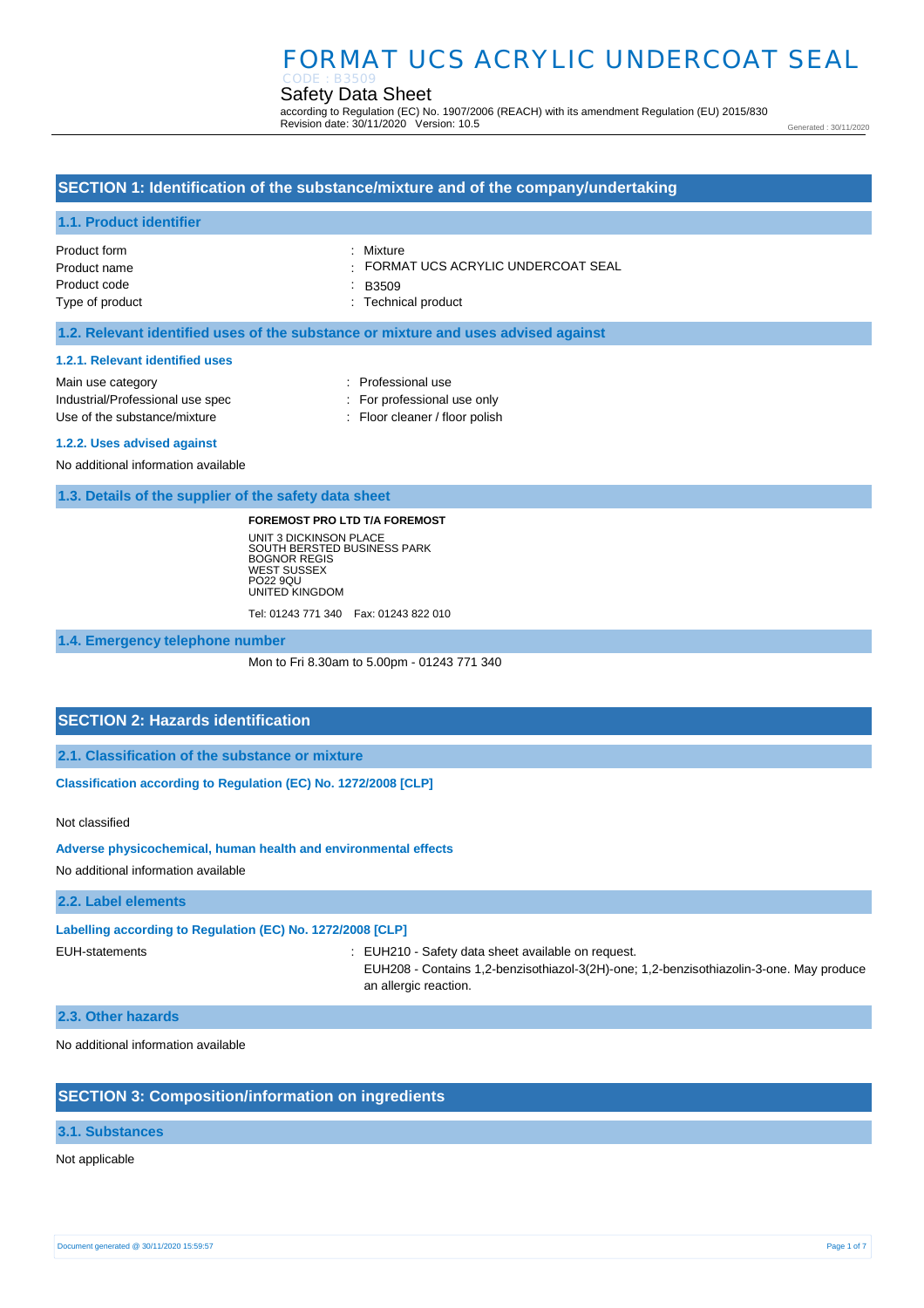# FORMAT UCS ACRYLIC UNDERCOAT SEAL

CODE : B3509

Safety Data Sheet

according to Regulation (EC) No. 1907/2006 (REACH) with its amendment Regulation (EU) 2015/830
Revision date: 30/11/2020 Version: 10.5

Generated : 30/11/2020

## SECTION 1: Identification of the substance/mixture and of the company/undertaking

### 1.1. Product identifier

| | |
|---|---|
| Product form | : Mixture |
| Product name | : FORMAT UCS ACRYLIC UNDERCOAT SEAL |
| Product code | : B3509 |
| Type of product | : Technical product |

### 1.2. Relevant identified uses of the substance or mixture and uses advised against

#### 1.2.1. Relevant identified uses

| | |
|---|---|
| Main use category | : Professional use |
| Industrial/Professional use spec | : For professional use only |
| Use of the substance/mixture | : Floor cleaner / floor polish |

#### 1.2.2. Uses advised against

No additional information available

### 1.3. Details of the supplier of the safety data sheet

**FOREMOST PRO LTD T/A FOREMOST**

UNIT 3 DICKINSON PLACE
SOUTH BERSTED BUSINESS PARK
BOGNOR REGIS
WEST SUSSEX
PO22 9QU
UNITED KINGDOM

Tel: 01243 771 340 Fax: 01243 822 010

### 1.4. Emergency telephone number

Mon to Fri 8.30am to 5.00pm - 01243 771 340

## SECTION 2: Hazards identification

### 2.1. Classification of the substance or mixture

**Classification according to Regulation (EC) No. 1272/2008 [CLP]**

Not classified

**Adverse physicochemical, human health and environmental effects**

No additional information available

### 2.2. Label elements

**Labelling according to Regulation (EC) No. 1272/2008 [CLP]**

EUH-statements : EUH210 - Safety data sheet available on request.
EUH208 - Contains 1,2-benzisothiazol-3(2H)-one; 1,2-benzisothiazolin-3-one. May produce an allergic reaction.

### 2.3. Other hazards

No additional information available

## SECTION 3: Composition/information on ingredients

### 3.1. Substances

Not applicable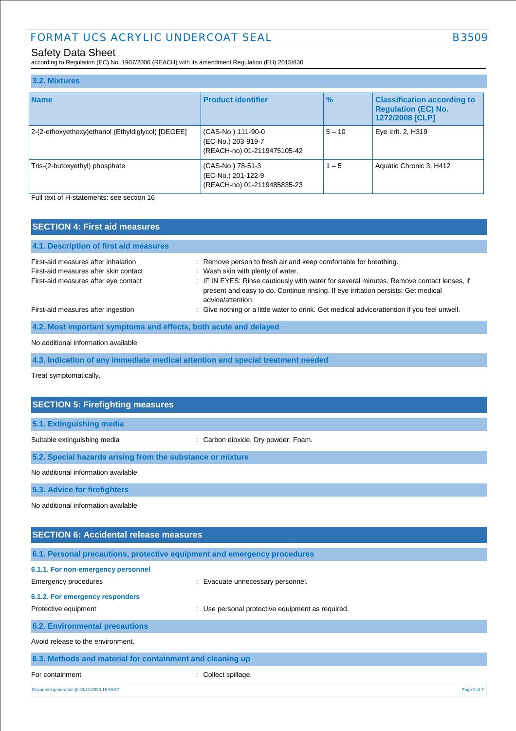### 3.2. Mixtures

| Name | Product identifier | % | Classification according to Regulation (EC) No. 1272/2008 [CLP] |
|---|---|---|---|
| 2-(2-ethoxyethoxy)ethanol (Ethyldiglycol) [DEGEE] | (CAS-No.) 111-90-0<br>(EC-No.) 203-919-7<br>(REACH-no) 01-2119475105-42 | 5 – 10 | Eye Irrit. 2, H319 |
| Tris-(2-butoxyethyl) phosphate | (CAS-No.) 78-51-3<br>(EC-No.) 201-122-9<br>(REACH-no) 01-2119485835-23 | 1 – 5 | Aquatic Chronic 3, H412 |

Full text of H-statements: see section 16

## SECTION 4: First aid measures

### 4.1. Description of first aid measures

First-aid measures after inhalation : Remove person to fresh air and keep comfortable for breathing.

First-aid measures after skin contact : Wash skin with plenty of water.

First-aid measures after eye contact : IF IN EYES: Rinse cautiously with water for several minutes. Remove contact lenses, if present and easy to do. Continue rinsing. If eye irritation persists: Get medical advice/attention.

First-aid measures after ingestion : Give nothing or a little water to drink. Get medical advice/attention if you feel unwell.

### 4.2. Most important symptoms and effects, both acute and delayed

No additional information available

### 4.3. Indication of any immediate medical attention and special treatment needed

Treat symptomatically.

## SECTION 5: Firefighting measures

### 5.1. Extinguishing media

Suitable extinguishing media : Carbon dioxide. Dry powder. Foam.

### 5.2. Special hazards arising from the substance or mixture

No additional information available

### 5.3. Advice for firefighters

No additional information available

## SECTION 6: Accidental release measures

### 6.1. Personal precautions, protective equipment and emergency procedures

#### 6.1.1. For non-emergency personnel

Emergency procedures : Evacuate unnecessary personnel.

#### 6.1.2. For emergency responders

Protective equipment : Use personal protective equipment as required.

### 6.2. Environmental precautions

Avoid release to the environment.

### 6.3. Methods and material for containment and cleaning up

For containment : Collect spillage.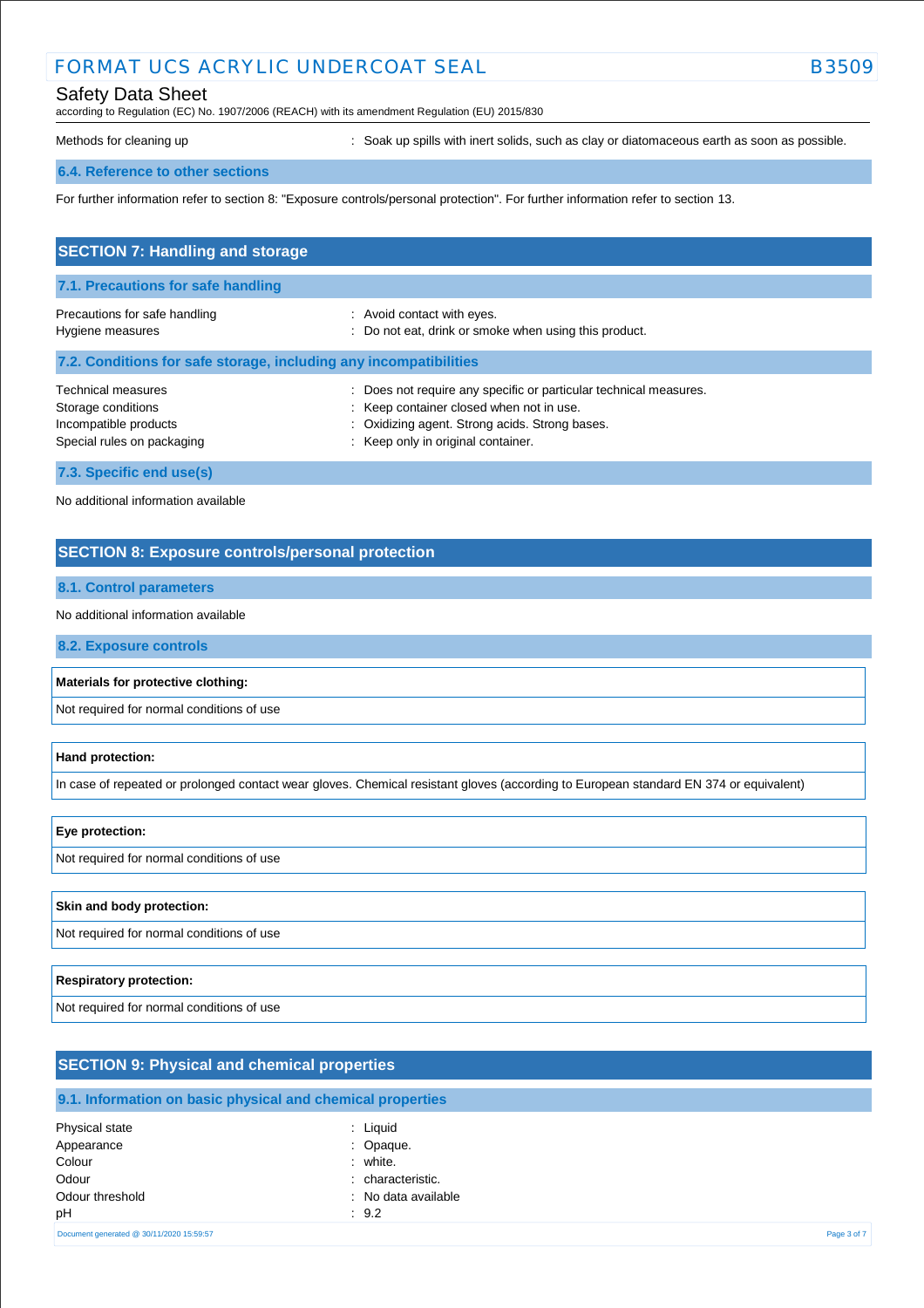Methods for cleaning up : Soak up spills with inert solids, such as clay or diatomaceous earth as soon as possible.

### 6.4. Reference to other sections

For further information refer to section 8: "Exposure controls/personal protection". For further information refer to section 13.

## SECTION 7: Handling and storage

### 7.1. Precautions for safe handling

| | |
|---|---|
| Precautions for safe handling | : Avoid contact with eyes. |
| Hygiene measures | : Do not eat, drink or smoke when using this product. |

### 7.2. Conditions for safe storage, including any incompatibilities

| | |
|---|---|
| Technical measures | : Does not require any specific or particular technical measures. |
| Storage conditions | : Keep container closed when not in use. |
| Incompatible products | : Oxidizing agent. Strong acids. Strong bases. |
| Special rules on packaging | : Keep only in original container. |

### 7.3. Specific end use(s)

No additional information available

## SECTION 8: Exposure controls/personal protection

### 8.1. Control parameters

No additional information available

### 8.2. Exposure controls

**Materials for protective clothing:**

Not required for normal conditions of use

**Hand protection:**

In case of repeated or prolonged contact wear gloves. Chemical resistant gloves (according to European standard EN 374 or equivalent)

**Eye protection:**

Not required for normal conditions of use

**Skin and body protection:**

Not required for normal conditions of use

**Respiratory protection:**

Not required for normal conditions of use

## SECTION 9: Physical and chemical properties

### 9.1. Information on basic physical and chemical properties

| | |
|---|---|
| Physical state | : Liquid |
| Appearance | : Opaque. |
| Colour | : white. |
| Odour | : characteristic. |
| Odour threshold | : No data available |
| pH | : 9.2 |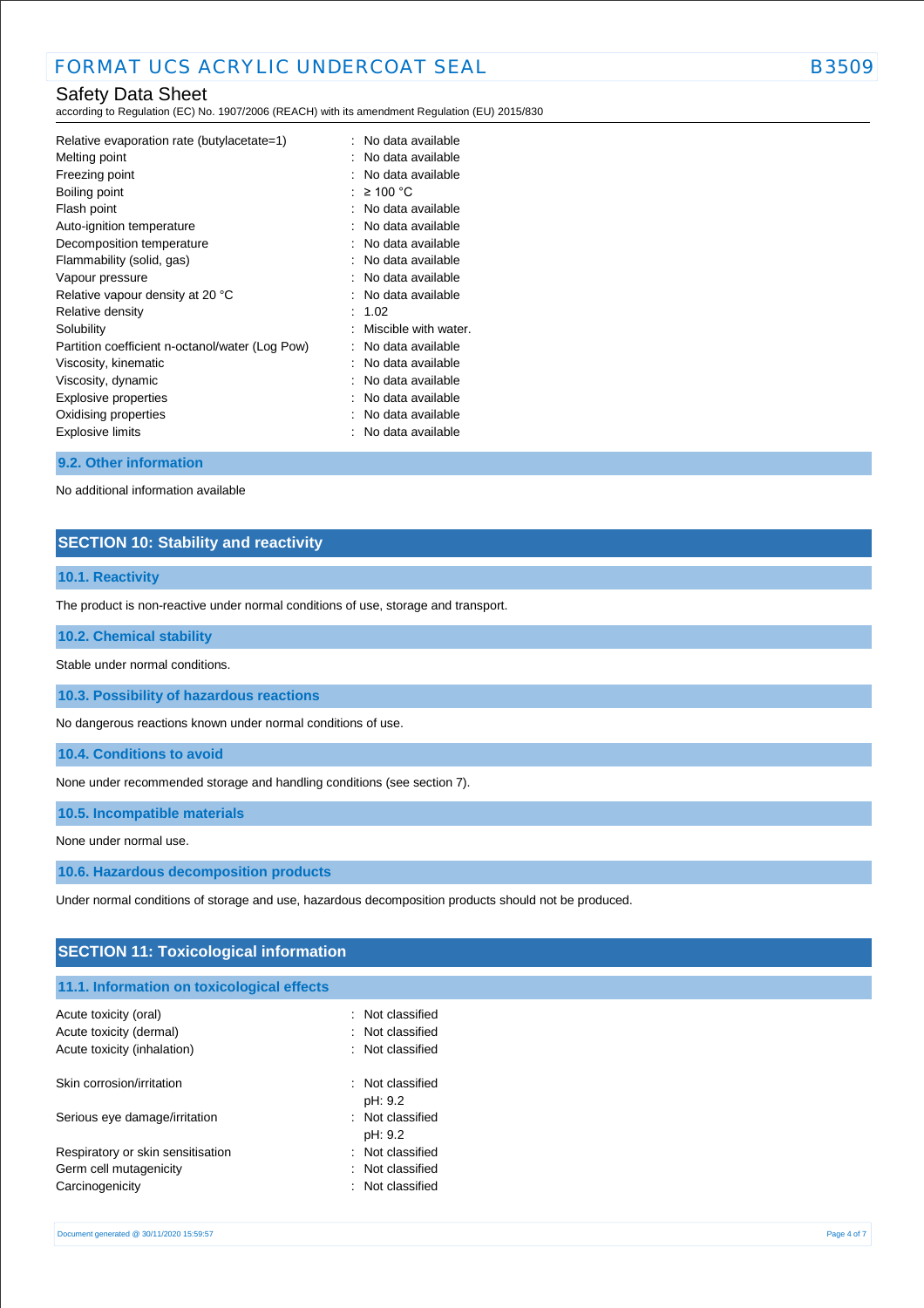| | |
|---|---|
| Relative evaporation rate (butylacetate=1) | : No data available |
| Melting point | : No data available |
| Freezing point | : No data available |
| Boiling point | : ≥ 100 °C |
| Flash point | : No data available |
| Auto-ignition temperature | : No data available |
| Decomposition temperature | : No data available |
| Flammability (solid, gas) | : No data available |
| Vapour pressure | : No data available |
| Relative vapour density at 20 °C | : No data available |
| Relative density | : 1.02 |
| Solubility | : Miscible with water. |
| Partition coefficient n-octanol/water (Log Pow) | : No data available |
| Viscosity, kinematic | : No data available |
| Viscosity, dynamic | : No data available |
| Explosive properties | : No data available |
| Oxidising properties | : No data available |
| Explosive limits | : No data available |

### 9.2. Other information

No additional information available

## SECTION 10: Stability and reactivity

### 10.1. Reactivity

The product is non-reactive under normal conditions of use, storage and transport.

### 10.2. Chemical stability

Stable under normal conditions.

### 10.3. Possibility of hazardous reactions

No dangerous reactions known under normal conditions of use.

### 10.4. Conditions to avoid

None under recommended storage and handling conditions (see section 7).

### 10.5. Incompatible materials

None under normal use.

### 10.6. Hazardous decomposition products

Under normal conditions of storage and use, hazardous decomposition products should not be produced.

## SECTION 11: Toxicological information

### 11.1. Information on toxicological effects

| | |
|---|---|
| Acute toxicity (oral) | : Not classified |
| Acute toxicity (dermal) | : Not classified |
| Acute toxicity (inhalation) | : Not classified |
| Skin corrosion/irritation | : Not classified<br>pH: 9.2 |
| Serious eye damage/irritation | : Not classified<br>pH: 9.2 |
| Respiratory or skin sensitisation | : Not classified |
| Germ cell mutagenicity | : Not classified |
| Carcinogenicity | : Not classified |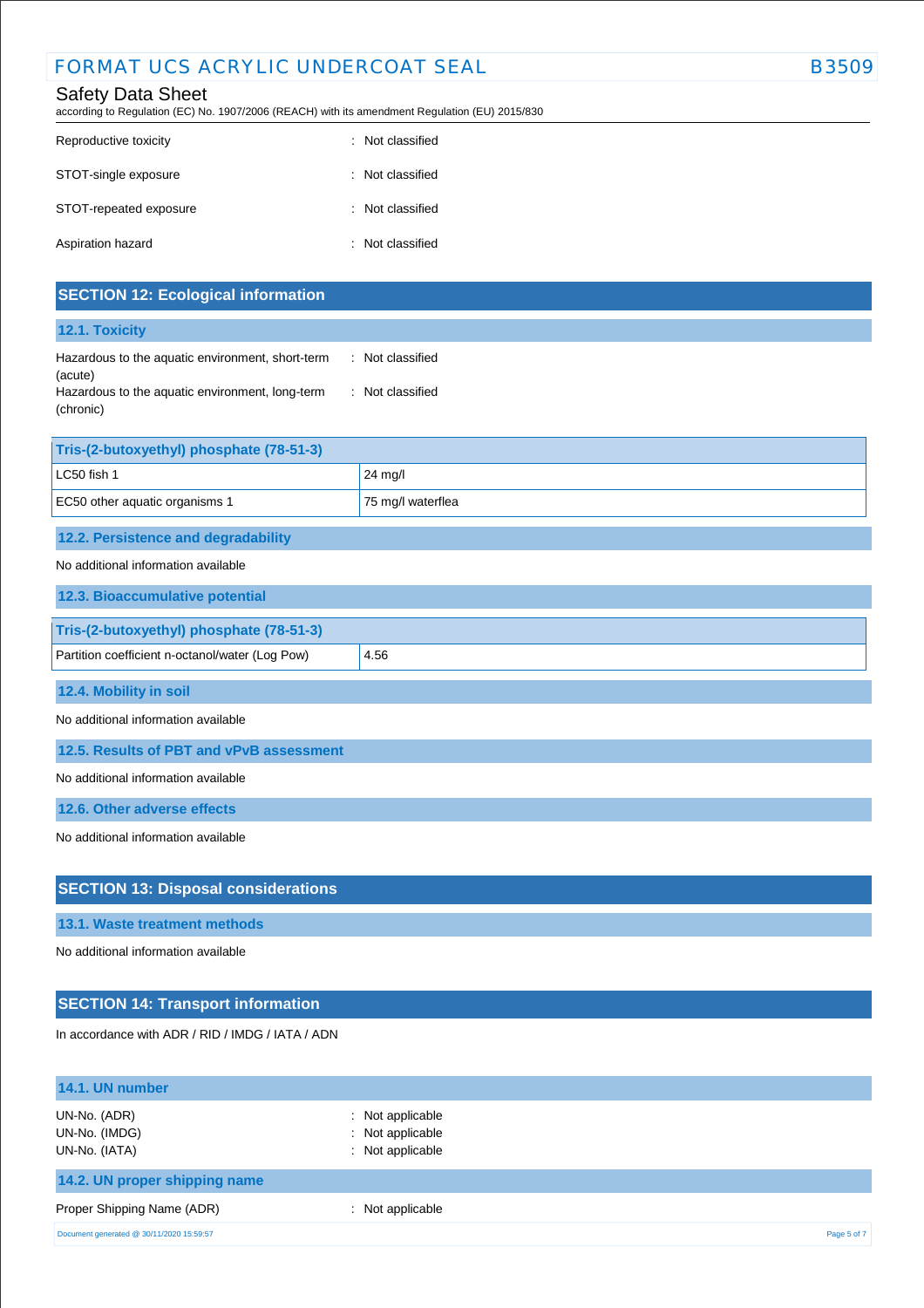| | |
|---|---|
| Reproductive toxicity | : Not classified |
| STOT-single exposure | : Not classified |
| STOT-repeated exposure | : Not classified |
| Aspiration hazard | : Not classified |

## SECTION 12: Ecological information

### 12.1. Toxicity

| | |
|---|---|
| Hazardous to the aquatic environment, short-term (acute) | : Not classified |
| Hazardous to the aquatic environment, long-term (chronic) | : Not classified |

| Tris-(2-butoxyethyl) phosphate (78-51-3) | |
|---|---|
| LC50 fish 1 | 24 mg/l |
| EC50 other aquatic organisms 1 | 75 mg/l waterflea |

### 12.2. Persistence and degradability

No additional information available

### 12.3. Bioaccumulative potential

| Tris-(2-butoxyethyl) phosphate (78-51-3) | |
|---|---|
| Partition coefficient n-octanol/water (Log Pow) | 4.56 |

### 12.4. Mobility in soil

No additional information available

### 12.5. Results of PBT and vPvB assessment

No additional information available

### 12.6. Other adverse effects

No additional information available

## SECTION 13: Disposal considerations

### 13.1. Waste treatment methods

No additional information available

## SECTION 14: Transport information

In accordance with ADR / RID / IMDG / IATA / ADN

### 14.1. UN number

| | |
|---|---|
| UN-No. (ADR) | : Not applicable |
| UN-No. (IMDG) | : Not applicable |
| UN-No. (IATA) | : Not applicable |

### 14.2. UN proper shipping name

| | |
|---|---|
| Proper Shipping Name (ADR) | : Not applicable |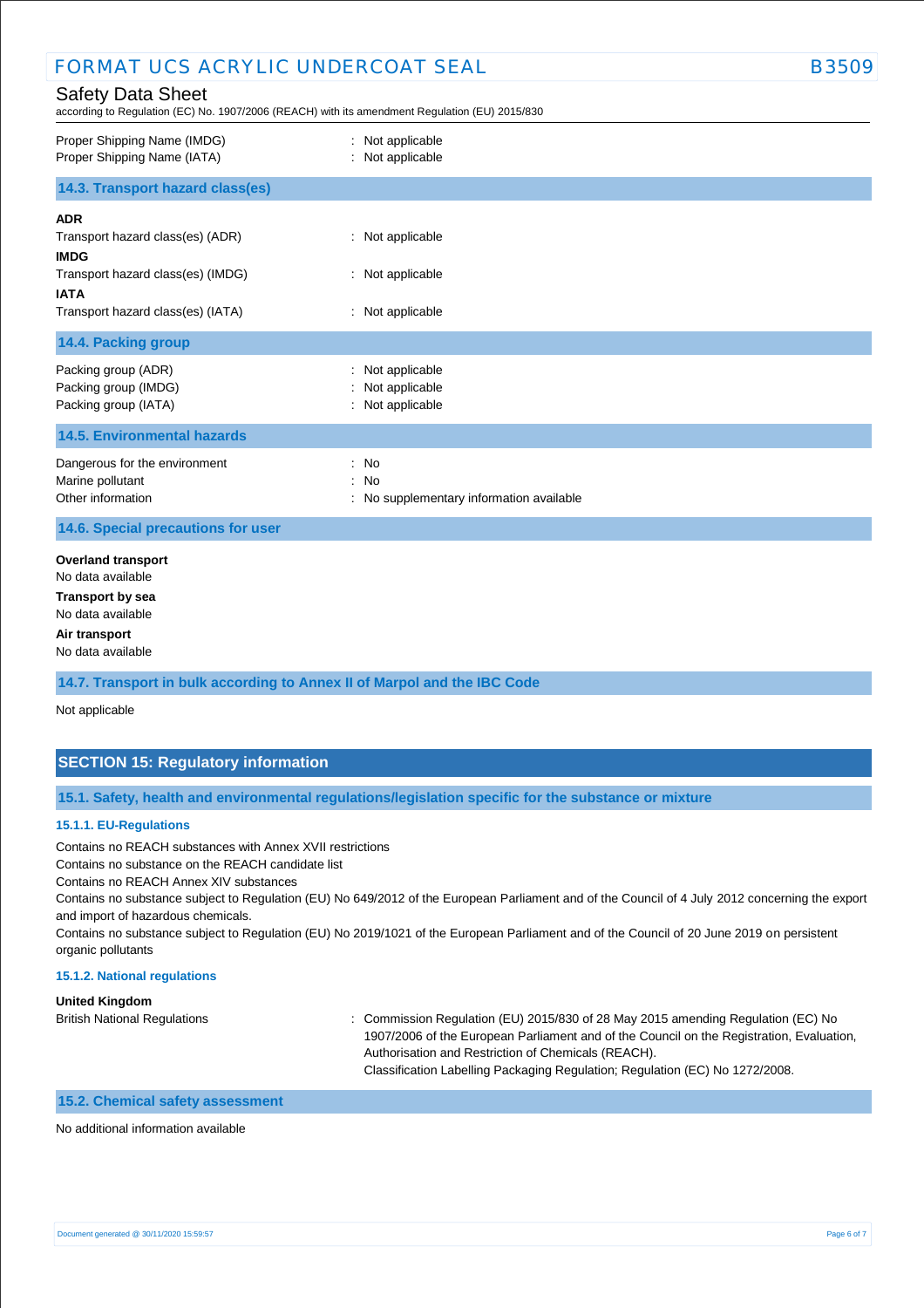| | |
|---|---|
| Proper Shipping Name (IMDG) | : Not applicable |
| Proper Shipping Name (IATA) | : Not applicable |

### 14.3. Transport hazard class(es)

**ADR**

Transport hazard class(es) (ADR) : Not applicable

**IMDG**

Transport hazard class(es) (IMDG) : Not applicable

**IATA**

Transport hazard class(es) (IATA) : Not applicable

### 14.4. Packing group

| | |
|---|---|
| Packing group (ADR) | : Not applicable |
| Packing group (IMDG) | : Not applicable |
| Packing group (IATA) | : Not applicable |

### 14.5. Environmental hazards

| | |
|---|---|
| Dangerous for the environment | : No |
| Marine pollutant | : No |
| Other information | : No supplementary information available |

### 14.6. Special precautions for user

**Overland transport**

No data available

**Transport by sea**

No data available

**Air transport**

No data available

### 14.7. Transport in bulk according to Annex II of Marpol and the IBC Code

Not applicable

## SECTION 15: Regulatory information

### 15.1. Safety, health and environmental regulations/legislation specific for the substance or mixture

#### 15.1.1. EU-Regulations

Contains no REACH substances with Annex XVII restrictions

Contains no substance on the REACH candidate list

Contains no REACH Annex XIV substances

Contains no substance subject to Regulation (EU) No 649/2012 of the European Parliament and of the Council of 4 July 2012 concerning the export and import of hazardous chemicals.

Contains no substance subject to Regulation (EU) No 2019/1021 of the European Parliament and of the Council of 20 June 2019 on persistent organic pollutants

#### 15.1.2. National regulations

**United Kingdom**

British National Regulations : Commission Regulation (EU) 2015/830 of 28 May 2015 amending Regulation (EC) No 1907/2006 of the European Parliament and of the Council on the Registration, Evaluation, Authorisation and Restriction of Chemicals (REACH).
Classification Labelling Packaging Regulation; Regulation (EC) No 1272/2008.

### 15.2. Chemical safety assessment

No additional information available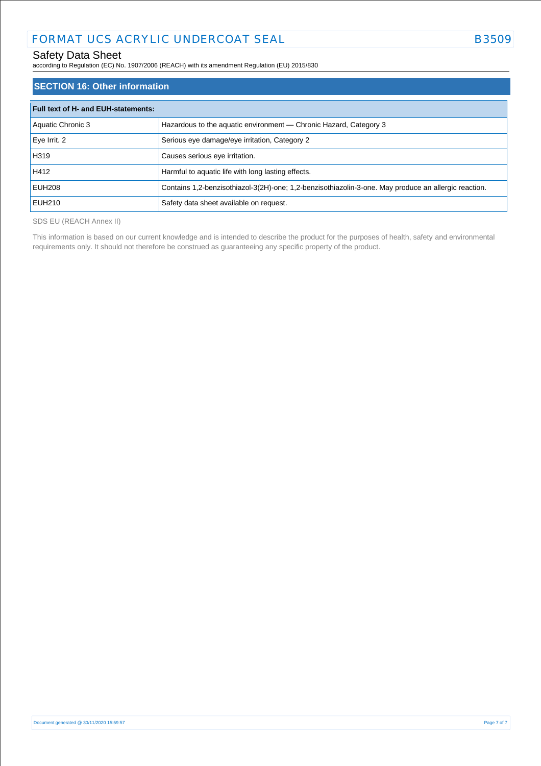## SECTION 16: Other information

| Full text of H- and EUH-statements: | |
|---|---|
| Aquatic Chronic 3 | Hazardous to the aquatic environment — Chronic Hazard, Category 3 |
| Eye Irrit. 2 | Serious eye damage/eye irritation, Category 2 |
| H319 | Causes serious eye irritation. |
| H412 | Harmful to aquatic life with long lasting effects. |
| EUH208 | Contains 1,2-benzisothiazol-3(2H)-one; 1,2-benzisothiazolin-3-one. May produce an allergic reaction. |
| EUH210 | Safety data sheet available on request. |

SDS EU (REACH Annex II)

This information is based on our current knowledge and is intended to describe the product for the purposes of health, safety and environmental requirements only. It should not therefore be construed as guaranteeing any specific property of the product.